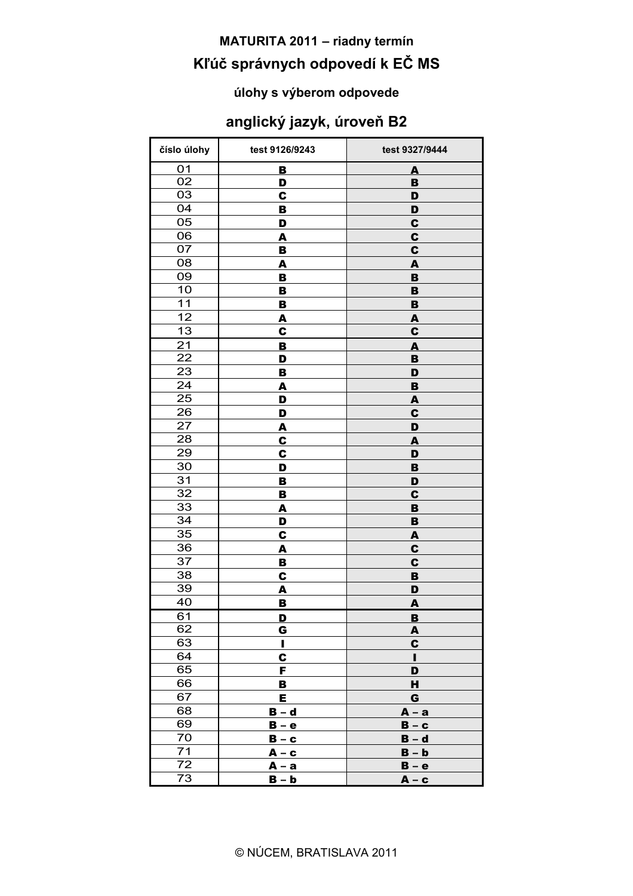# MATURITA 2011 – riadny termín

## Kľúč správnych odpovedí k EČ MS

### úlohy s výberom odpovede

## anglický jazyk, úroveň B2

| číslo úlohy | test 9126/9243 | test 9327/9444 |
|---|---|---|
| 01 | B | A |
| 02 | D | B |
| 03 | C | D |
| 04 | B | D |
| 05 | D | C |
| 06 | A | C |
| 07 | B | C |
| 08 | A | A |
| 09 | B | B |
| 10 | B | B |
| 11 | B | B |
| 12 | A | A |
| 13 | C | C |
| 21 | B | A |
| 22 | D | B |
| 23 | B | D |
| 24 | A | B |
| 25 | D | A |
| 26 | D | C |
| 27 | A | D |
| 28 | C | A |
| 29 | C | D |
| 30 | D | B |
| 31 | B | D |
| 32 | B | C |
| 33 | A | B |
| 34 | D | B |
| 35 | C | A |
| 36 | A | C |
| 37 | B | C |
| 38 | C | B |
| 39 | A | D |
| 40 | B | A |
| 61 | D | B |
| 62 | G | A |
| 63 | I | C |
| 64 | C | I |
| 65 | F | D |
| 66 | B | H |
| 67 | E | G |
| 68 | B – d | A – a |
| 69 | B – e | B – c |
| 70 | B – c | B – d |
| 71 | A – c | B – b |
| 72 | A – a | B – e |
| 73 | B – b | A – c |

© NÚCEM, BRATISLAVA 2011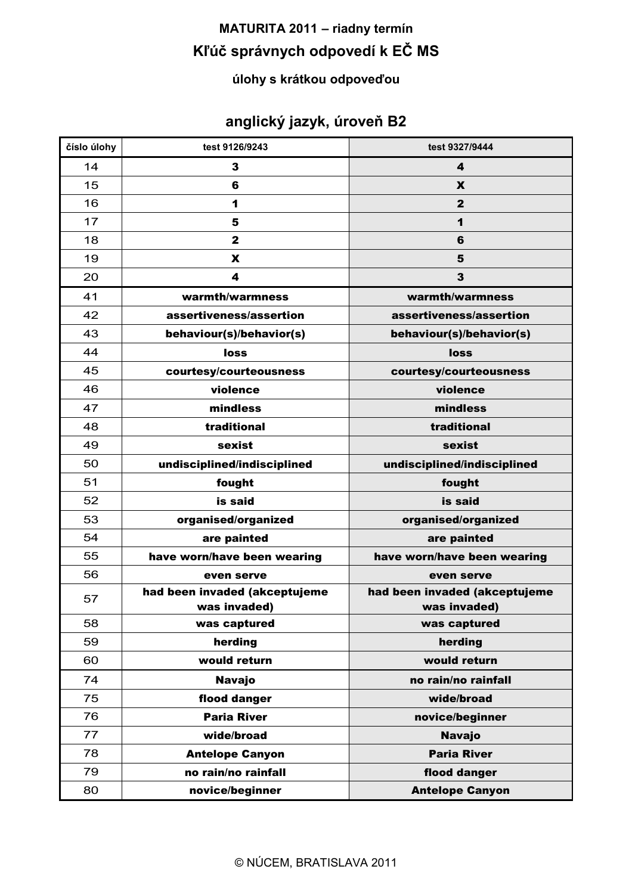**MATURITA 2011 – riadny termín**

## Kľúč správnych odpovedí k EČ MS

**úlohy s krátkou odpoveďou**

### anglický jazyk, úroveň B2

| číslo úlohy | test 9126/9243 | test 9327/9444 |
|---|---|---|
| 14 | **3** | **4** |
| 15 | **6** | **X** |
| 16 | **1** | **2** |
| 17 | **5** | **1** |
| 18 | **2** | **6** |
| 19 | **X** | **5** |
| 20 | **4** | **3** |
| 41 | **warmth/warmness** | **warmth/warmness** |
| 42 | **assertiveness/assertion** | **assertiveness/assertion** |
| 43 | **behaviour(s)/behavior(s)** | **behaviour(s)/behavior(s)** |
| 44 | **loss** | **loss** |
| 45 | **courtesy/courteousness** | **courtesy/courteousness** |
| 46 | **violence** | **violence** |
| 47 | **mindless** | **mindless** |
| 48 | **traditional** | **traditional** |
| 49 | **sexist** | **sexist** |
| 50 | **undisciplined/indisciplined** | **undisciplined/indisciplined** |
| 51 | **fought** | **fought** |
| 52 | **is said** | **is said** |
| 53 | **organised/organized** | **organised/organized** |
| 54 | **are painted** | **are painted** |
| 55 | **have worn/have been wearing** | **have worn/have been wearing** |
| 56 | **even serve** | **even serve** |
| 57 | **had been invaded (akceptujeme was invaded)** | **had been invaded (akceptujeme was invaded)** |
| 58 | **was captured** | **was captured** |
| 59 | **herding** | **herding** |
| 60 | **would return** | **would return** |
| 74 | **Navajo** | **no rain/no rainfall** |
| 75 | **flood danger** | **wide/broad** |
| 76 | **Paria River** | **novice/beginner** |
| 77 | **wide/broad** | **Navajo** |
| 78 | **Antelope Canyon** | **Paria River** |
| 79 | **no rain/no rainfall** | **flood danger** |
| 80 | **novice/beginner** | **Antelope Canyon** |

© NÚCEM, BRATISLAVA 2011